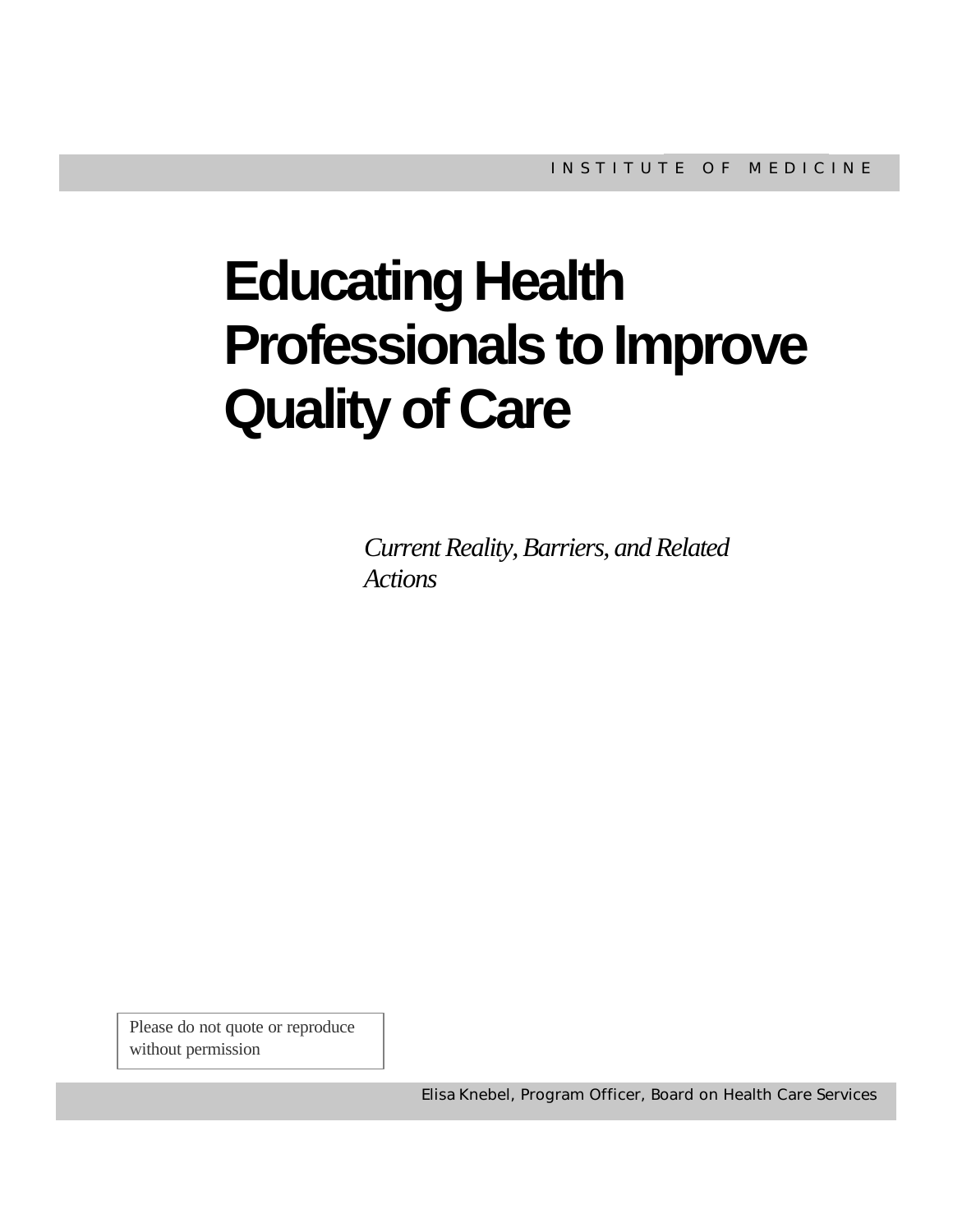INSTITUTE OF MEDICINE

# Educating Health Professionals to Improve Quality of Care

*Current Reality, Barriers, and Related Actions*

Please do not quote or reproduce without permission

Elisa Knebel, Program Officer, Board on Health Care Services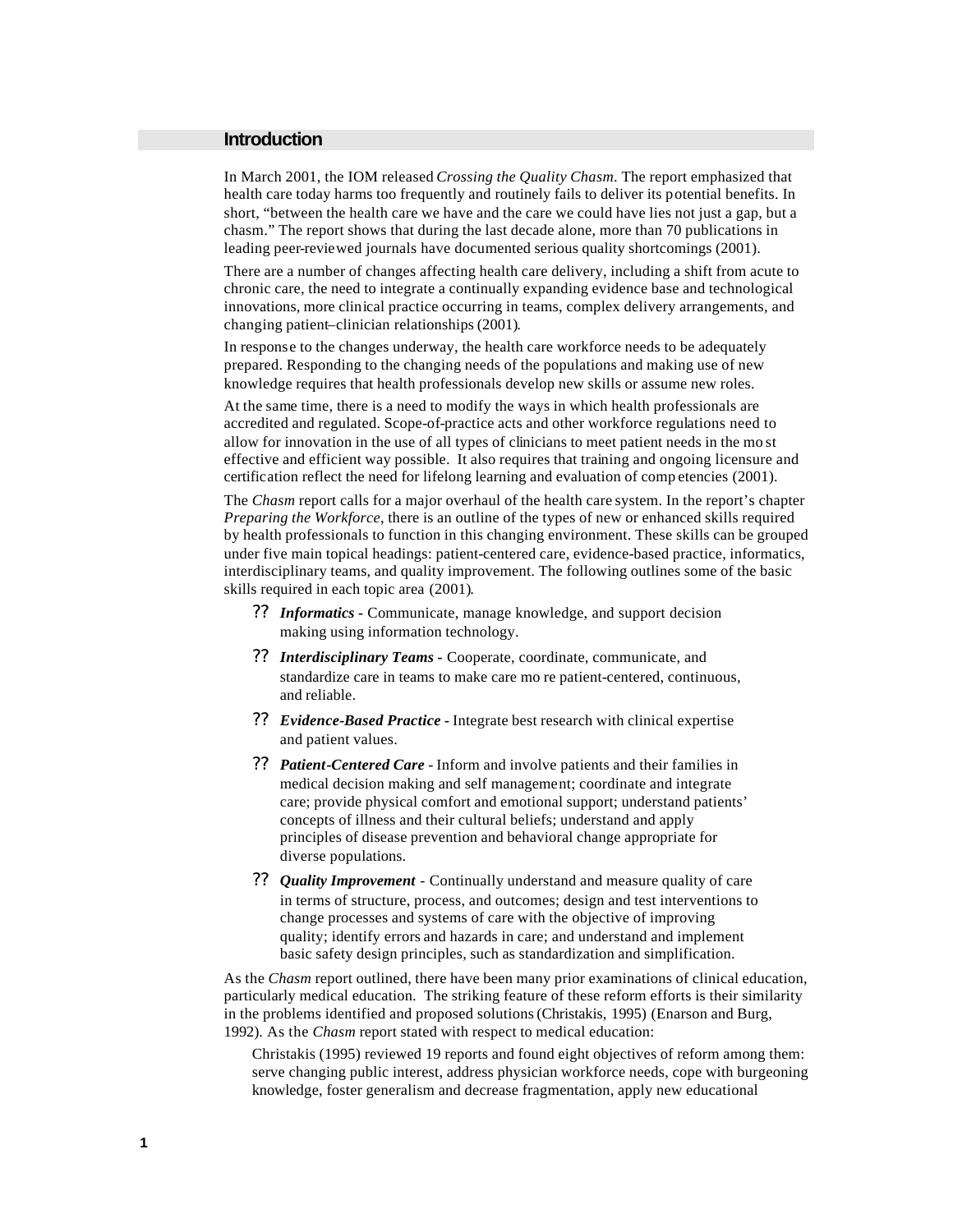## Introduction

In March 2001, the IOM released *Crossing the Quality Chasm*. The report emphasized that health care today harms too frequently and routinely fails to deliver its potential benefits. In short, "between the health care we have and the care we could have lies not just a gap, but a chasm." The report shows that during the last decade alone, more than 70 publications in leading peer-reviewed journals have documented serious quality shortcomings (2001).

There are a number of changes affecting health care delivery, including a shift from acute to chronic care, the need to integrate a continually expanding evidence base and technological innovations, more clinical practice occurring in teams, complex delivery arrangements, and changing patient–clinician relationships (2001).

In response to the changes underway, the health care workforce needs to be adequately prepared. Responding to the changing needs of the populations and making use of new knowledge requires that health professionals develop new skills or assume new roles.

At the same time, there is a need to modify the ways in which health professionals are accredited and regulated. Scope-of-practice acts and other workforce regulations need to allow for innovation in the use of all types of clinicians to meet patient needs in the most effective and efficient way possible. It also requires that training and ongoing licensure and certification reflect the need for lifelong learning and evaluation of competencies (2001).

The *Chasm* report calls for a major overhaul of the health care system. In the report's chapter *Preparing the Workforce*, there is an outline of the types of new or enhanced skills required by health professionals to function in this changing environment. These skills can be grouped under five main topical headings: patient-centered care, evidence-based practice, informatics, interdisciplinary teams, and quality improvement. The following outlines some of the basic skills required in each topic area (2001).

- ***Informatics*** - Communicate, manage knowledge, and support decision making using information technology.
- ***Interdisciplinary Teams*** - Cooperate, coordinate, communicate, and standardize care in teams to make care more patient-centered, continuous, and reliable.
- ***Evidence-Based Practice*** - Integrate best research with clinical expertise and patient values.
- ***Patient-Centered Care*** - Inform and involve patients and their families in medical decision making and self management; coordinate and integrate care; provide physical comfort and emotional support; understand patients' concepts of illness and their cultural beliefs; understand and apply principles of disease prevention and behavioral change appropriate for diverse populations.
- ***Quality Improvement*** - Continually understand and measure quality of care in terms of structure, process, and outcomes; design and test interventions to change processes and systems of care with the objective of improving quality; identify errors and hazards in care; and understand and implement basic safety design principles, such as standardization and simplification.

As the *Chasm* report outlined, there have been many prior examinations of clinical education, particularly medical education. The striking feature of these reform efforts is their similarity in the problems identified and proposed solutions (Christakis, 1995) (Enarson and Burg, 1992). As the *Chasm* report stated with respect to medical education:

> Christakis (1995) reviewed 19 reports and found eight objectives of reform among them: serve changing public interest, address physician workforce needs, cope with burgeoning knowledge, foster generalism and decrease fragmentation, apply new educational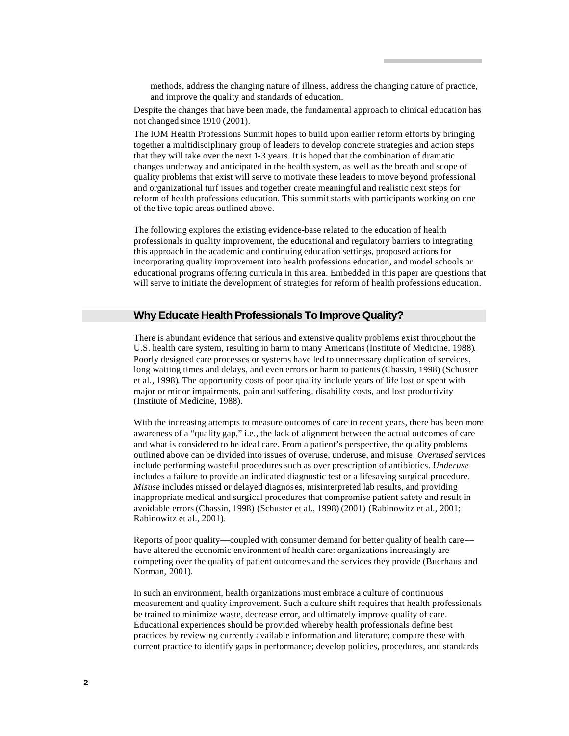methods, address the changing nature of illness, address the changing nature of practice, and improve the quality and standards of education.

Despite the changes that have been made, the fundamental approach to clinical education has not changed since 1910 (2001).

The IOM Health Professions Summit hopes to build upon earlier reform efforts by bringing together a multidisciplinary group of leaders to develop concrete strategies and action steps that they will take over the next 1-3 years. It is hoped that the combination of dramatic changes underway and anticipated in the health system, as well as the breath and scope of quality problems that exist will serve to motivate these leaders to move beyond professional and organizational turf issues and together create meaningful and realistic next steps for reform of health professions education. This summit starts with participants working on one of the five topic areas outlined above.

The following explores the existing evidence-base related to the education of health professionals in quality improvement, the educational and regulatory barriers to integrating this approach in the academic and continuing education settings, proposed actions for incorporating quality improvement into health professions education, and model schools or educational programs offering curricula in this area. Embedded in this paper are questions that will serve to initiate the development of strategies for reform of health professions education.

## Why Educate Health Professionals To Improve Quality?

There is abundant evidence that serious and extensive quality problems exist throughout the U.S. health care system, resulting in harm to many Americans (Institute of Medicine, 1988). Poorly designed care processes or systems have led to unnecessary duplication of services, long waiting times and delays, and even errors or harm to patients (Chassin, 1998) (Schuster et al., 1998). The opportunity costs of poor quality include years of life lost or spent with major or minor impairments, pain and suffering, disability costs, and lost productivity (Institute of Medicine, 1988).

With the increasing attempts to measure outcomes of care in recent years, there has been more awareness of a "quality gap," i.e., the lack of alignment between the actual outcomes of care and what is considered to be ideal care. From a patient's perspective, the quality problems outlined above can be divided into issues of overuse, underuse, and misuse. *Overused* services include performing wasteful procedures such as over prescription of antibiotics. *Underuse* includes a failure to provide an indicated diagnostic test or a lifesaving surgical procedure. *Misuse* includes missed or delayed diagnoses, misinterpreted lab results, and providing inappropriate medical and surgical procedures that compromise patient safety and result in avoidable errors (Chassin, 1998) (Schuster et al., 1998) (2001) (Rabinowitz et al., 2001; Rabinowitz et al., 2001).

Reports of poor quality––coupled with consumer demand for better quality of health care–– have altered the economic environment of health care: organizations increasingly are competing over the quality of patient outcomes and the services they provide (Buerhaus and Norman, 2001).

In such an environment, health organizations must embrace a culture of continuous measurement and quality improvement. Such a culture shift requires that health professionals be trained to minimize waste, decrease error, and ultimately improve quality of care. Educational experiences should be provided whereby health professionals define best practices by reviewing currently available information and literature; compare these with current practice to identify gaps in performance; develop policies, procedures, and standards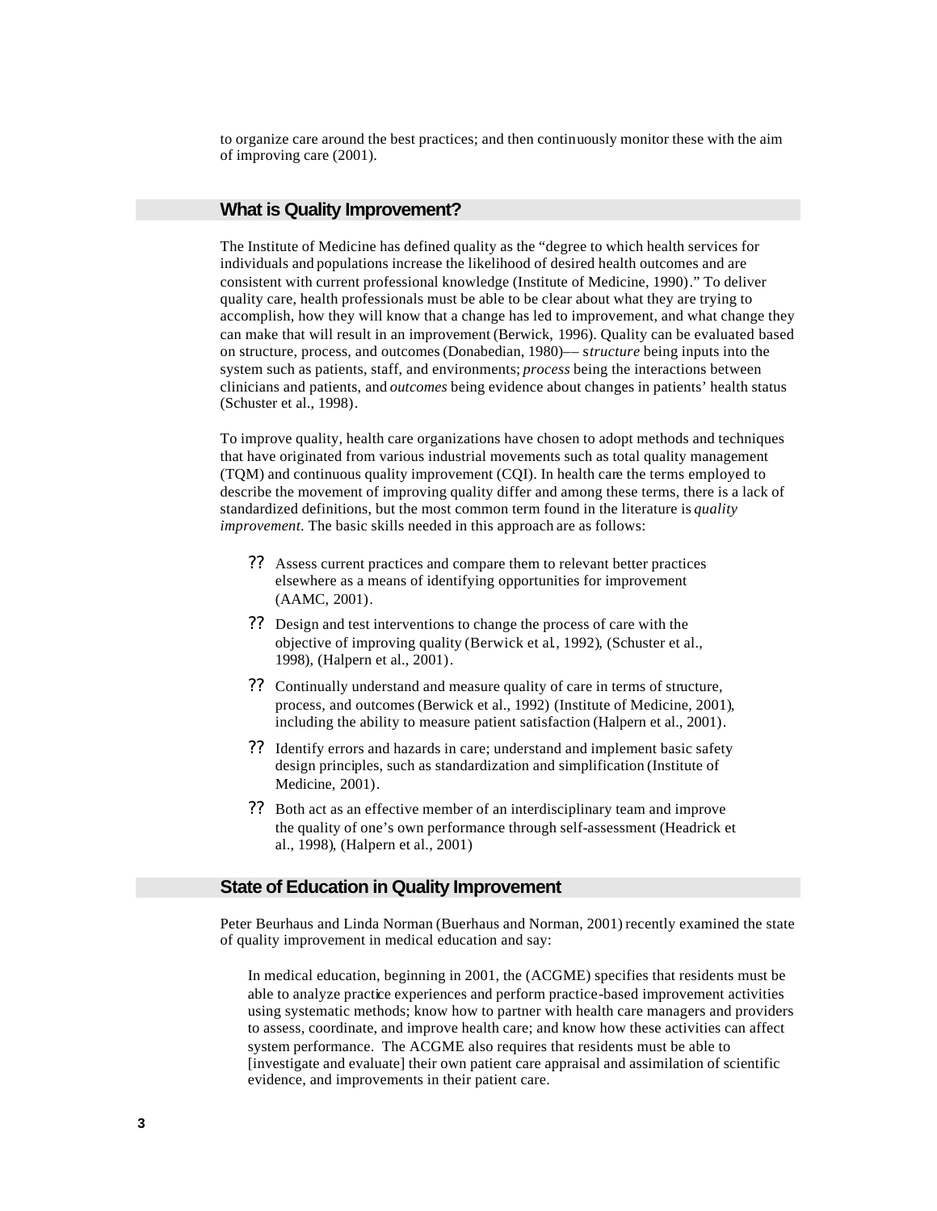to organize care around the best practices; and then continuously monitor these with the aim of improving care (2001).

## What is Quality Improvement?

The Institute of Medicine has defined quality as the "degree to which health services for individuals and populations increase the likelihood of desired health outcomes and are consistent with current professional knowledge (Institute of Medicine, 1990)." To deliver quality care, health professionals must be able to be clear about what they are trying to accomplish, how they will know that a change has led to improvement, and what change they can make that will result in an improvement (Berwick, 1996). Quality can be evaluated based on structure, process, and outcomes (Donabedian, 1980)— s*tructure* being inputs into the system such as patients, staff, and environments; *process* being the interactions between clinicians and patients, and *outcomes* being evidence about changes in patients' health status (Schuster et al., 1998).

To improve quality, health care organizations have chosen to adopt methods and techniques that have originated from various industrial movements such as total quality management (TQM) and continuous quality improvement (CQI). In health care the terms employed to describe the movement of improving quality differ and among these terms, there is a lack of standardized definitions, but the most common term found in the literature is *quality improvement*. The basic skills needed in this approach are as follows:

?? Assess current practices and compare them to relevant better practices elsewhere as a means of identifying opportunities for improvement (AAMC, 2001).

?? Design and test interventions to change the process of care with the objective of improving quality (Berwick et al., 1992), (Schuster et al., 1998), (Halpern et al., 2001).

?? Continually understand and measure quality of care in terms of structure, process, and outcomes (Berwick et al., 1992) (Institute of Medicine, 2001), including the ability to measure patient satisfaction (Halpern et al., 2001).

?? Identify errors and hazards in care; understand and implement basic safety design principles, such as standardization and simplification (Institute of Medicine, 2001).

?? Both act as an effective member of an interdisciplinary team and improve the quality of one's own performance through self-assessment (Headrick et al., 1998), (Halpern et al., 2001)

## State of Education in Quality Improvement

Peter Beurhaus and Linda Norman (Buerhaus and Norman, 2001) recently examined the state of quality improvement in medical education and say:

> In medical education, beginning in 2001, the (ACGME) specifies that residents must be able to analyze practice experiences and perform practice-based improvement activities using systematic methods; know how to partner with health care managers and providers to assess, coordinate, and improve health care; and know how these activities can affect system performance. The ACGME also requires that residents must be able to [investigate and evaluate] their own patient care appraisal and assimilation of scientific evidence, and improvements in their patient care.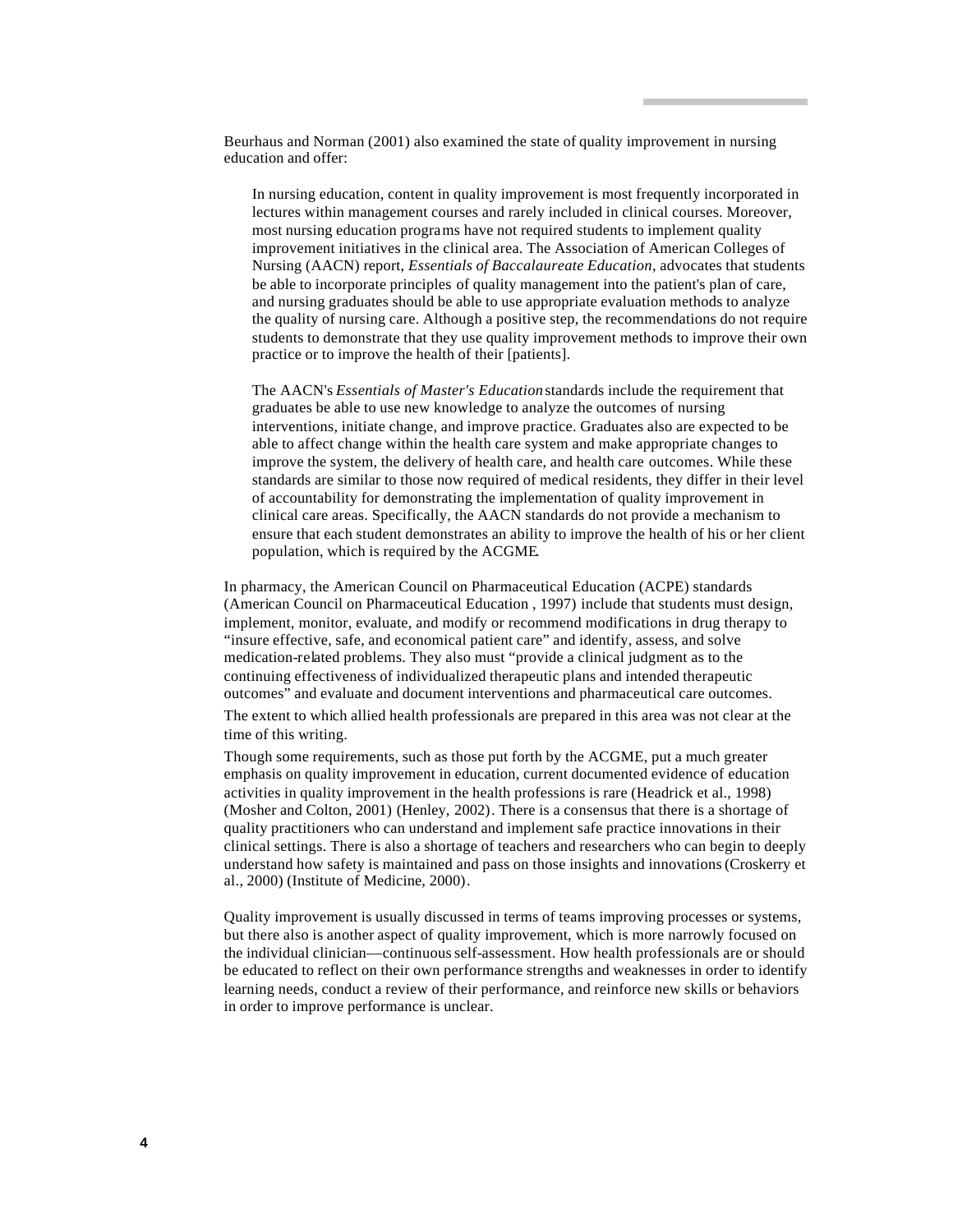Beurhaus and Norman (2001) also examined the state of quality improvement in nursing education and offer:

> In nursing education, content in quality improvement is most frequently incorporated in lectures within management courses and rarely included in clinical courses. Moreover, most nursing education programs have not required students to implement quality improvement initiatives in the clinical area. The Association of American Colleges of Nursing (AACN) report, *Essentials of Baccalaureate Education*, advocates that students be able to incorporate principles of quality management into the patient's plan of care, and nursing graduates should be able to use appropriate evaluation methods to analyze the quality of nursing care. Although a positive step, the recommendations do not require students to demonstrate that they use quality improvement methods to improve their own practice or to improve the health of their [patients].
>
> The AACN's *Essentials of Master's Education* standards include the requirement that graduates be able to use new knowledge to analyze the outcomes of nursing interventions, initiate change, and improve practice. Graduates also are expected to be able to affect change within the health care system and make appropriate changes to improve the system, the delivery of health care, and health care outcomes. While these standards are similar to those now required of medical residents, they differ in their level of accountability for demonstrating the implementation of quality improvement in clinical care areas. Specifically, the AACN standards do not provide a mechanism to ensure that each student demonstrates an ability to improve the health of his or her client population, which is required by the ACGME.

In pharmacy, the American Council on Pharmaceutical Education (ACPE) standards (American Council on Pharmaceutical Education , 1997) include that students must design, implement, monitor, evaluate, and modify or recommend modifications in drug therapy to "insure effective, safe, and economical patient care" and identify, assess, and solve medication-related problems. They also must "provide a clinical judgment as to the continuing effectiveness of individualized therapeutic plans and intended therapeutic outcomes" and evaluate and document interventions and pharmaceutical care outcomes.

The extent to which allied health professionals are prepared in this area was not clear at the time of this writing.

Though some requirements, such as those put forth by the ACGME, put a much greater emphasis on quality improvement in education, current documented evidence of education activities in quality improvement in the health professions is rare (Headrick et al., 1998) (Mosher and Colton, 2001) (Henley, 2002). There is a consensus that there is a shortage of quality practitioners who can understand and implement safe practice innovations in their clinical settings. There is also a shortage of teachers and researchers who can begin to deeply understand how safety is maintained and pass on those insights and innovations (Croskerry et al., 2000) (Institute of Medicine, 2000).

Quality improvement is usually discussed in terms of teams improving processes or systems, but there also is another aspect of quality improvement, which is more narrowly focused on the individual clinician—continuous self-assessment. How health professionals are or should be educated to reflect on their own performance strengths and weaknesses in order to identify learning needs, conduct a review of their performance, and reinforce new skills or behaviors in order to improve performance is unclear.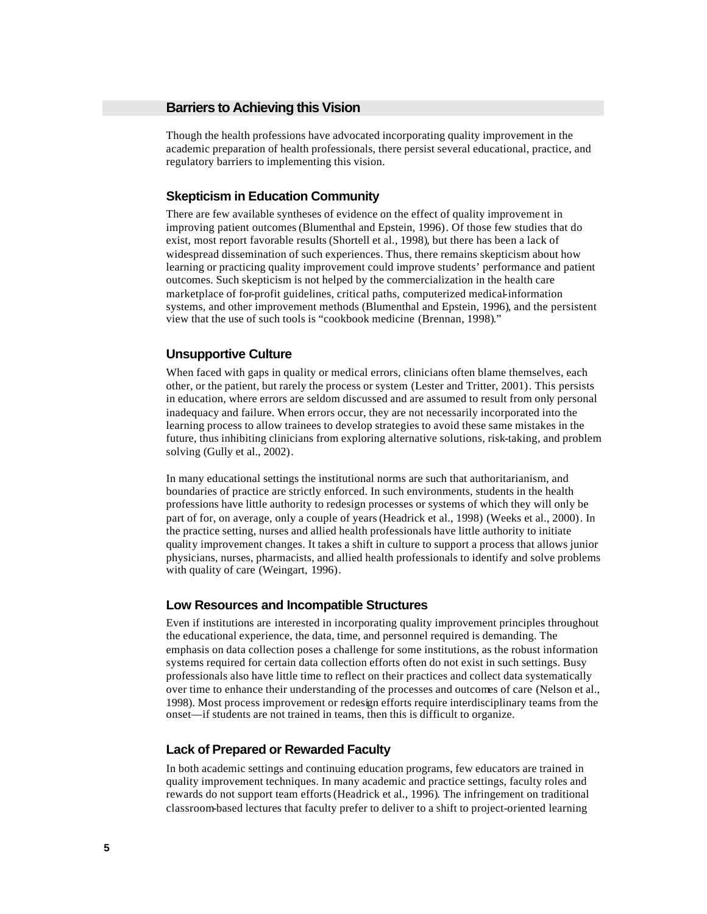## Barriers to Achieving this Vision

Though the health professions have advocated incorporating quality improvement in the academic preparation of health professionals, there persist several educational, practice, and regulatory barriers to implementing this vision.

### Skepticism in Education Community

There are few available syntheses of evidence on the effect of quality improvement in improving patient outcomes (Blumenthal and Epstein, 1996). Of those few studies that do exist, most report favorable results (Shortell et al., 1998), but there has been a lack of widespread dissemination of such experiences. Thus, there remains skepticism about how learning or practicing quality improvement could improve students' performance and patient outcomes. Such skepticism is not helped by the commercialization in the health care marketplace of for-profit guidelines, critical paths, computerized medical-information systems, and other improvement methods (Blumenthal and Epstein, 1996), and the persistent view that the use of such tools is "cookbook medicine (Brennan, 1998)."

### Unsupportive Culture

When faced with gaps in quality or medical errors, clinicians often blame themselves, each other, or the patient, but rarely the process or system (Lester and Tritter, 2001). This persists in education, where errors are seldom discussed and are assumed to result from only personal inadequacy and failure. When errors occur, they are not necessarily incorporated into the learning process to allow trainees to develop strategies to avoid these same mistakes in the future, thus inhibiting clinicians from exploring alternative solutions, risk-taking, and problem solving (Gully et al., 2002).

In many educational settings the institutional norms are such that authoritarianism, and boundaries of practice are strictly enforced. In such environments, students in the health professions have little authority to redesign processes or systems of which they will only be part of for, on average, only a couple of years (Headrick et al., 1998) (Weeks et al., 2000). In the practice setting, nurses and allied health professionals have little authority to initiate quality improvement changes. It takes a shift in culture to support a process that allows junior physicians, nurses, pharmacists, and allied health professionals to identify and solve problems with quality of care (Weingart, 1996).

### Low Resources and Incompatible Structures

Even if institutions are interested in incorporating quality improvement principles throughout the educational experience, the data, time, and personnel required is demanding. The emphasis on data collection poses a challenge for some institutions, as the robust information systems required for certain data collection efforts often do not exist in such settings. Busy professionals also have little time to reflect on their practices and collect data systematically over time to enhance their understanding of the processes and outcomes of care (Nelson et al., 1998). Most process improvement or redesign efforts require interdisciplinary teams from the onset—if students are not trained in teams, then this is difficult to organize.

### Lack of Prepared or Rewarded Faculty

In both academic settings and continuing education programs, few educators are trained in quality improvement techniques. In many academic and practice settings, faculty roles and rewards do not support team efforts (Headrick et al., 1996). The infringement on traditional classroom-based lectures that faculty prefer to deliver to a shift to project-oriented learning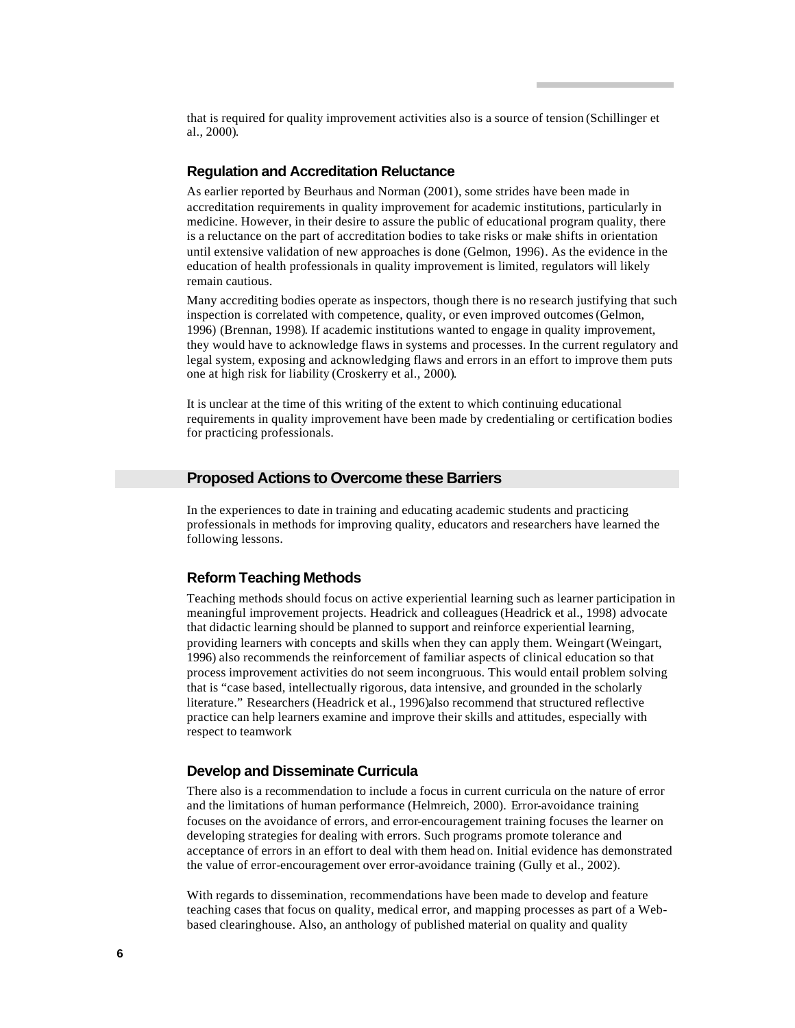that is required for quality improvement activities also is a source of tension (Schillinger et al., 2000).

### Regulation and Accreditation Reluctance

As earlier reported by Beurhaus and Norman (2001), some strides have been made in accreditation requirements in quality improvement for academic institutions, particularly in medicine. However, in their desire to assure the public of educational program quality, there is a reluctance on the part of accreditation bodies to take risks or make shifts in orientation until extensive validation of new approaches is done (Gelmon, 1996). As the evidence in the education of health professionals in quality improvement is limited, regulators will likely remain cautious.

Many accrediting bodies operate as inspectors, though there is no research justifying that such inspection is correlated with competence, quality, or even improved outcomes (Gelmon, 1996) (Brennan, 1998). If academic institutions wanted to engage in quality improvement, they would have to acknowledge flaws in systems and processes. In the current regulatory and legal system, exposing and acknowledging flaws and errors in an effort to improve them puts one at high risk for liability (Croskerry et al., 2000).

It is unclear at the time of this writing of the extent to which continuing educational requirements in quality improvement have been made by credentialing or certification bodies for practicing professionals.

## Proposed Actions to Overcome these Barriers

In the experiences to date in training and educating academic students and practicing professionals in methods for improving quality, educators and researchers have learned the following lessons.

### Reform Teaching Methods

Teaching methods should focus on active experiential learning such as learner participation in meaningful improvement projects. Headrick and colleagues (Headrick et al., 1998) advocate that didactic learning should be planned to support and reinforce experiential learning, providing learners with concepts and skills when they can apply them. Weingart (Weingart, 1996) also recommends the reinforcement of familiar aspects of clinical education so that process improvement activities do not seem incongruous. This would entail problem solving that is "case based, intellectually rigorous, data intensive, and grounded in the scholarly literature." Researchers (Headrick et al., 1996) also recommend that structured reflective practice can help learners examine and improve their skills and attitudes, especially with respect to teamwork

### Develop and Disseminate Curricula

There also is a recommendation to include a focus in current curricula on the nature of error and the limitations of human performance (Helmreich, 2000). Error-avoidance training focuses on the avoidance of errors, and error-encouragement training focuses the learner on developing strategies for dealing with errors. Such programs promote tolerance and acceptance of errors in an effort to deal with them head on. Initial evidence has demonstrated the value of error-encouragement over error-avoidance training (Gully et al., 2002).

With regards to dissemination, recommendations have been made to develop and feature teaching cases that focus on quality, medical error, and mapping processes as part of a Web-based clearinghouse. Also, an anthology of published material on quality and quality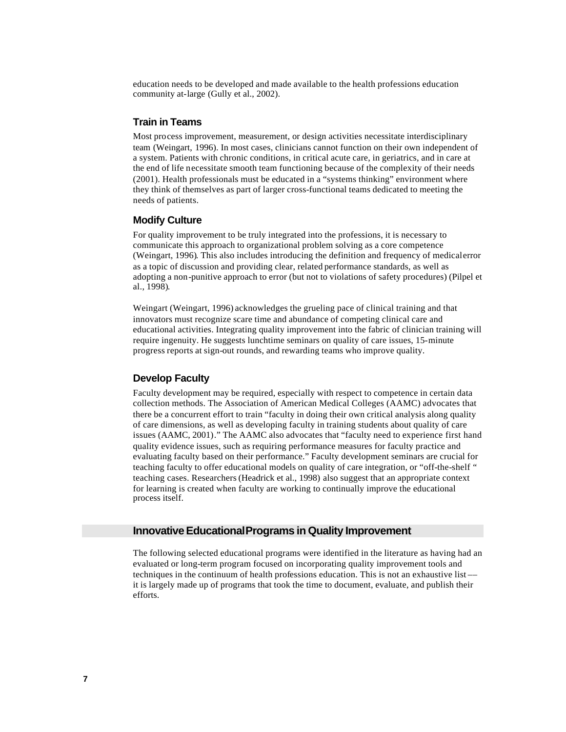education needs to be developed and made available to the health professions education community at-large (Gully et al., 2002).

### Train in Teams

Most process improvement, measurement, or design activities necessitate interdisciplinary team (Weingart, 1996). In most cases, clinicians cannot function on their own independent of a system. Patients with chronic conditions, in critical acute care, in geriatrics, and in care at the end of life necessitate smooth team functioning because of the complexity of their needs (2001). Health professionals must be educated in a "systems thinking" environment where they think of themselves as part of larger cross-functional teams dedicated to meeting the needs of patients.

### Modify Culture

For quality improvement to be truly integrated into the professions, it is necessary to communicate this approach to organizational problem solving as a core competence (Weingart, 1996). This also includes introducing the definition and frequency of medical error as a topic of discussion and providing clear, related performance standards, as well as adopting a non-punitive approach to error (but not to violations of safety procedures) (Pilpel et al., 1998).

Weingart (Weingart, 1996) acknowledges the grueling pace of clinical training and that innovators must recognize scare time and abundance of competing clinical care and educational activities. Integrating quality improvement into the fabric of clinician training will require ingenuity. He suggests lunchtime seminars on quality of care issues, 15-minute progress reports at sign-out rounds, and rewarding teams who improve quality.

### Develop Faculty

Faculty development may be required, especially with respect to competence in certain data collection methods. The Association of American Medical Colleges (AAMC) advocates that there be a concurrent effort to train "faculty in doing their own critical analysis along quality of care dimensions, as well as developing faculty in training students about quality of care issues (AAMC, 2001)." The AAMC also advocates that "faculty need to experience first hand quality evidence issues, such as requiring performance measures for faculty practice and evaluating faculty based on their performance." Faculty development seminars are crucial for teaching faculty to offer educational models on quality of care integration, or "off-the-shelf " teaching cases. Researchers (Headrick et al., 1998) also suggest that an appropriate context for learning is created when faculty are working to continually improve the educational process itself.

## Innovative Educational Programs in Quality Improvement

The following selected educational programs were identified in the literature as having had an evaluated or long-term program focused on incorporating quality improvement tools and techniques in the continuum of health professions education. This is not an exhaustive list –– it is largely made up of programs that took the time to document, evaluate, and publish their efforts.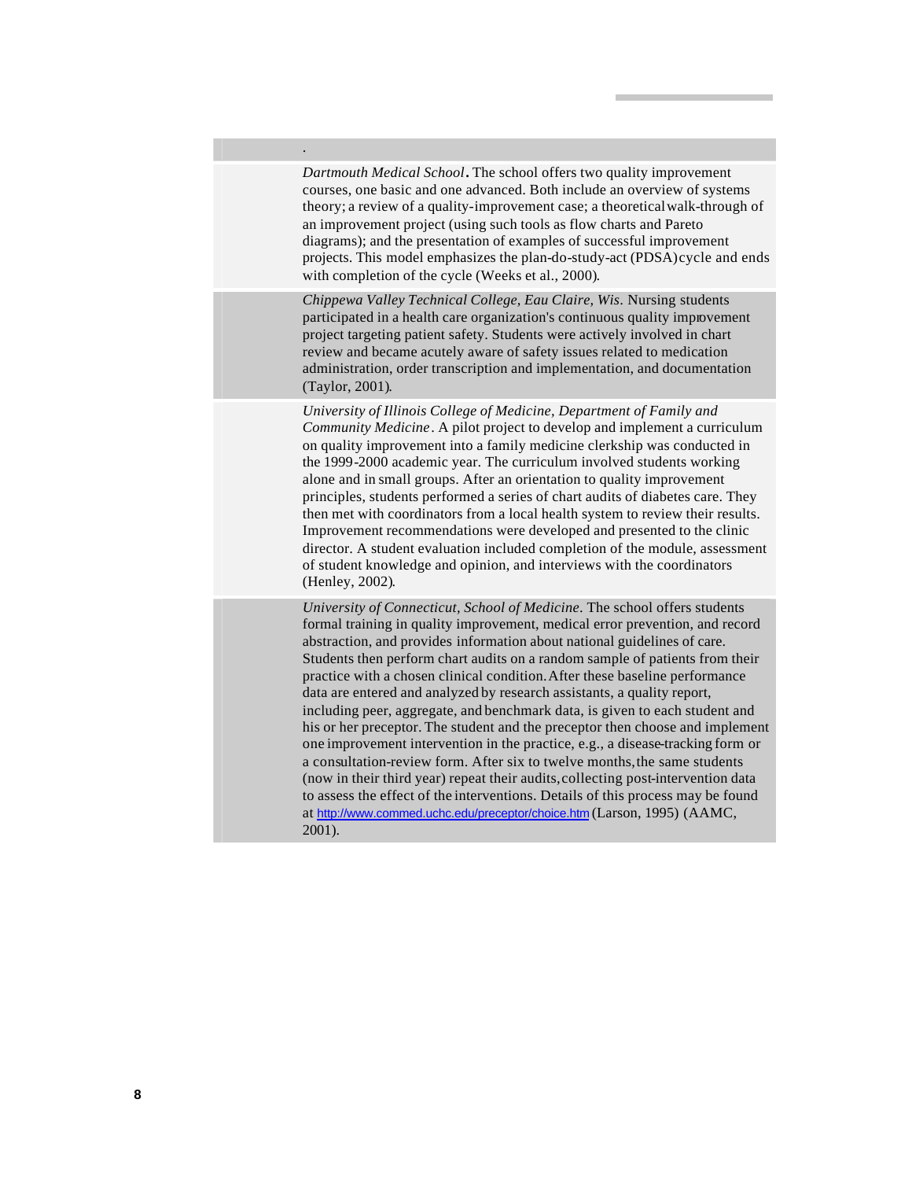.

*Dartmouth Medical School*. The school offers two quality improvement courses, one basic and one advanced. Both include an overview of systems theory; a review of a quality-improvement case; a theoretical walk-through of an improvement project (using such tools as flow charts and Pareto diagrams); and the presentation of examples of successful improvement projects. This model emphasizes the plan-do-study-act (PDSA) cycle and ends with completion of the cycle (Weeks et al., 2000).

*Chippewa Valley Technical College, Eau Claire, Wis*. Nursing students participated in a health care organization's continuous quality improvement project targeting patient safety. Students were actively involved in chart review and became acutely aware of safety issues related to medication administration, order transcription and implementation, and documentation (Taylor, 2001).

*University of Illinois College of Medicine, Department of Family and Community Medicine*. A pilot project to develop and implement a curriculum on quality improvement into a family medicine clerkship was conducted in the 1999-2000 academic year. The curriculum involved students working alone and in small groups. After an orientation to quality improvement principles, students performed a series of chart audits of diabetes care. They then met with coordinators from a local health system to review their results. Improvement recommendations were developed and presented to the clinic director. A student evaluation included completion of the module, assessment of student knowledge and opinion, and interviews with the coordinators (Henley, 2002).

*University of Connecticut, School of Medicine*. The school offers students formal training in quality improvement, medical error prevention, and record abstraction, and provides information about national guidelines of care. Students then perform chart audits on a random sample of patients from their practice with a chosen clinical condition. After these baseline performance data are entered and analyzed by research assistants, a quality report, including peer, aggregate, and benchmark data, is given to each student and his or her preceptor. The student and the preceptor then choose and implement one improvement intervention in the practice, e.g., a disease-tracking form or a consultation-review form. After six to twelve months, the same students (now in their third year) repeat their audits, collecting post-intervention data to assess the effect of the interventions. Details of this process may be found at http://www.commed.uchc.edu/preceptor/choice.htm (Larson, 1995) (AAMC, 2001).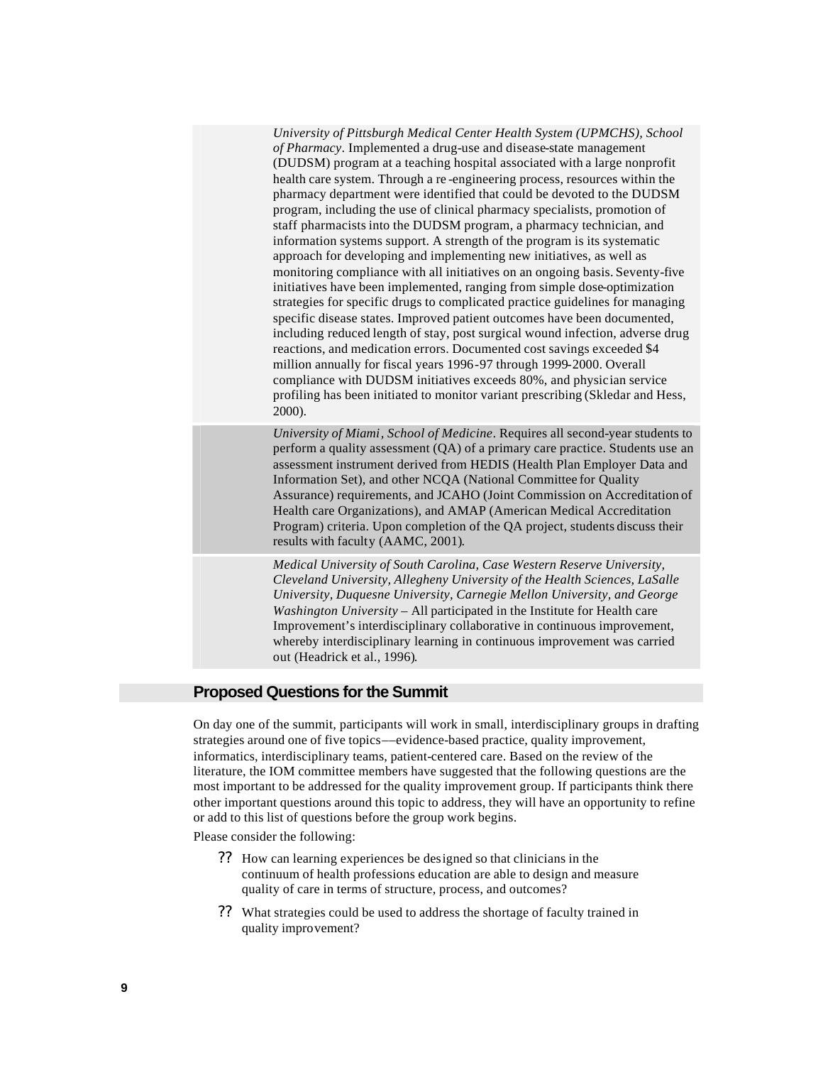*University of Pittsburgh Medical Center Health System (UPMCHS), School of Pharmacy*. Implemented a drug-use and disease-state management (DUDSM) program at a teaching hospital associated with a large nonprofit health care system. Through a re-engineering process, resources within the pharmacy department were identified that could be devoted to the DUDSM program, including the use of clinical pharmacy specialists, promotion of staff pharmacists into the DUDSM program, a pharmacy technician, and information systems support. A strength of the program is its systematic approach for developing and implementing new initiatives, as well as monitoring compliance with all initiatives on an ongoing basis. Seventy-five initiatives have been implemented, ranging from simple dose-optimization strategies for specific drugs to complicated practice guidelines for managing specific disease states. Improved patient outcomes have been documented, including reduced length of stay, post surgical wound infection, adverse drug reactions, and medication errors. Documented cost savings exceeded $4 million annually for fiscal years 1996-97 through 1999-2000. Overall compliance with DUDSM initiatives exceeds 80%, and physician service profiling has been initiated to monitor variant prescribing (Skledar and Hess, 2000).

*University of Miami, School of Medicine*. Requires all second-year students to perform a quality assessment (QA) of a primary care practice. Students use an assessment instrument derived from HEDIS (Health Plan Employer Data and Information Set), and other NCQA (National Committee for Quality Assurance) requirements, and JCAHO (Joint Commission on Accreditation of Health care Organizations), and AMAP (American Medical Accreditation Program) criteria. Upon completion of the QA project, students discuss their results with faculty (AAMC, 2001).

*Medical University of South Carolina, Case Western Reserve University, Cleveland University, Allegheny University of the Health Sciences, LaSalle University, Duquesne University, Carnegie Mellon University, and George Washington University* – All participated in the Institute for Health care Improvement's interdisciplinary collaborative in continuous improvement, whereby interdisciplinary learning in continuous improvement was carried out (Headrick et al., 1996).

## Proposed Questions for the Summit

On day one of the summit, participants will work in small, interdisciplinary groups in drafting strategies around one of five topics—evidence-based practice, quality improvement, informatics, interdisciplinary teams, patient-centered care. Based on the review of the literature, the IOM committee members have suggested that the following questions are the most important to be addressed for the quality improvement group. If participants think there other important questions around this topic to address, they will have an opportunity to refine or add to this list of questions before the group work begins.

Please consider the following:

- How can learning experiences be designed so that clinicians in the continuum of health professions education are able to design and measure quality of care in terms of structure, process, and outcomes?
- What strategies could be used to address the shortage of faculty trained in quality improvement?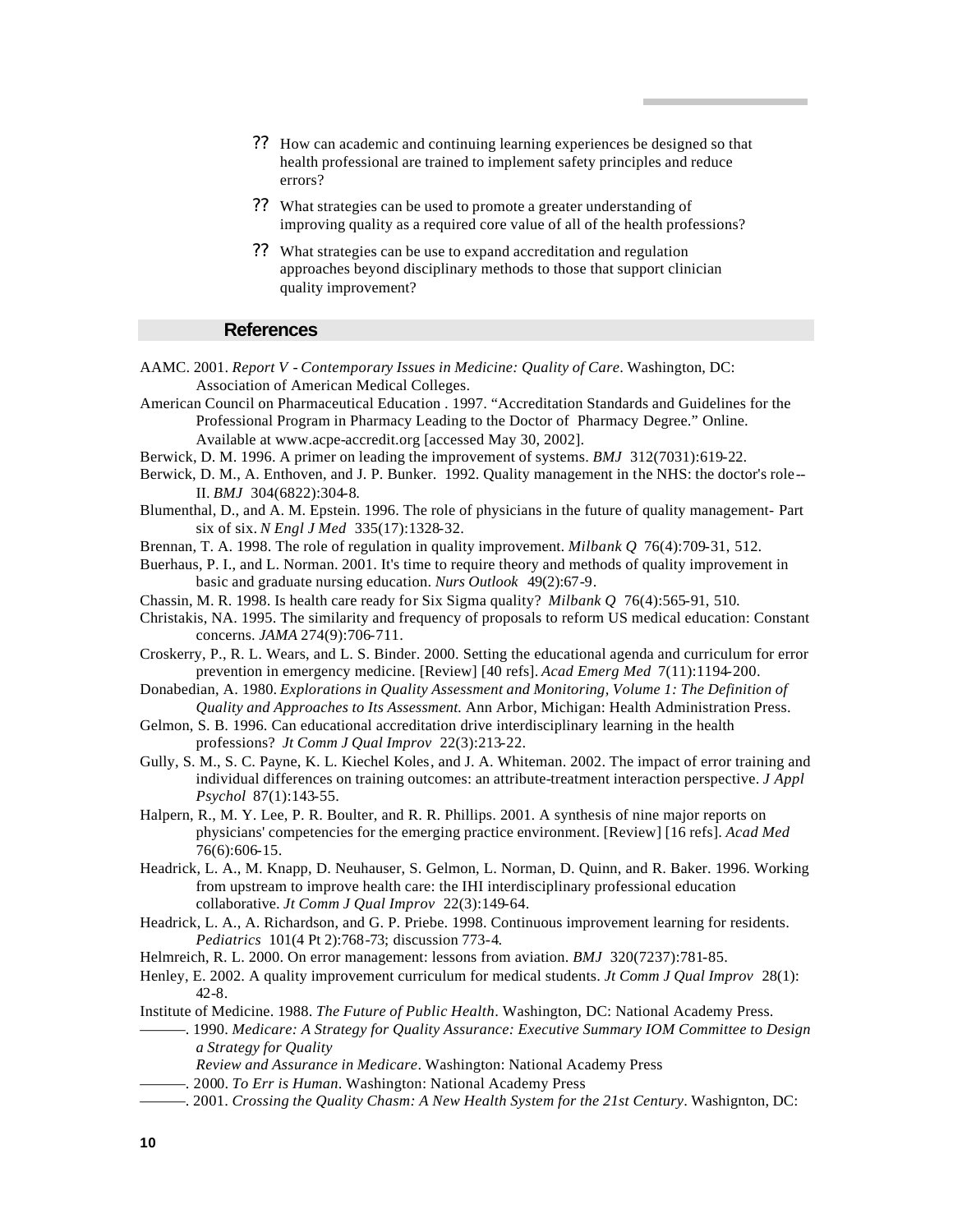- ?? How can academic and continuing learning experiences be designed so that health professional are trained to implement safety principles and reduce errors?
- ?? What strategies can be used to promote a greater understanding of improving quality as a required core value of all of the health professions?
- ?? What strategies can be use to expand accreditation and regulation approaches beyond disciplinary methods to those that support clinician quality improvement?

## References

AAMC. 2001. *Report V - Contemporary Issues in Medicine: Quality of Care*. Washington, DC: Association of American Medical Colleges.

American Council on Pharmaceutical Education . 1997. "Accreditation Standards and Guidelines for the Professional Program in Pharmacy Leading to the Doctor of Pharmacy Degree." Online. Available at www.acpe-accredit.org [accessed May 30, 2002].

Berwick, D. M. 1996. A primer on leading the improvement of systems. *BMJ* 312(7031):619-22.

Berwick, D. M., A. Enthoven, and J. P. Bunker. 1992. Quality management in the NHS: the doctor's role--II. *BMJ* 304(6822):304-8.

Blumenthal, D., and A. M. Epstein. 1996. The role of physicians in the future of quality management- Part six of six. *N Engl J Med* 335(17):1328-32.

Brennan, T. A. 1998. The role of regulation in quality improvement. *Milbank Q* 76(4):709-31, 512.

Buerhaus, P. I., and L. Norman. 2001. It's time to require theory and methods of quality improvement in basic and graduate nursing education. *Nurs Outlook* 49(2):67-9.

Chassin, M. R. 1998. Is health care ready for Six Sigma quality? *Milbank Q* 76(4):565-91, 510.

Christakis, NA. 1995. The similarity and frequency of proposals to reform US medical education: Constant concerns. *JAMA* 274(9):706-711.

Croskerry, P., R. L. Wears, and L. S. Binder. 2000. Setting the educational agenda and curriculum for error prevention in emergency medicine. [Review] [40 refs]. *Acad Emerg Med* 7(11):1194-200.

Donabedian, A. 1980. *Explorations in Quality Assessment and Monitoring, Volume 1: The Definition of Quality and Approaches to Its Assessment.* Ann Arbor, Michigan: Health Administration Press.

Gelmon, S. B. 1996. Can educational accreditation drive interdisciplinary learning in the health professions? *Jt Comm J Qual Improv* 22(3):213-22.

Gully, S. M., S. C. Payne, K. L. Kiechel Koles, and J. A. Whiteman. 2002. The impact of error training and individual differences on training outcomes: an attribute-treatment interaction perspective. *J Appl Psychol* 87(1):143-55.

Halpern, R., M. Y. Lee, P. R. Boulter, and R. R. Phillips. 2001. A synthesis of nine major reports on physicians' competencies for the emerging practice environment. [Review] [16 refs]. *Acad Med* 76(6):606-15.

Headrick, L. A., M. Knapp, D. Neuhauser, S. Gelmon, L. Norman, D. Quinn, and R. Baker. 1996. Working from upstream to improve health care: the IHI interdisciplinary professional education collaborative. *Jt Comm J Qual Improv* 22(3):149-64.

Headrick, L. A., A. Richardson, and G. P. Priebe. 1998. Continuous improvement learning for residents. *Pediatrics* 101(4 Pt 2):768-73; discussion 773-4.

Helmreich, R. L. 2000. On error management: lessons from aviation. *BMJ* 320(7237):781-85.

Henley, E. 2002. A quality improvement curriculum for medical students. *Jt Comm J Qual Improv* 28(1): 42-8.

Institute of Medicine. 1988. *The Future of Public Health*. Washington, DC: National Academy Press.

———. 1990. *Medicare: A Strategy for Quality Assurance: Executive Summary IOM Committee to Design a Strategy for Quality Review and Assurance in Medicare*. Washington: National Academy Press

———. 2000. *To Err is Human*. Washington: National Academy Press

———. 2001. *Crossing the Quality Chasm: A New Health System for the 21st Century*. Washignton, DC: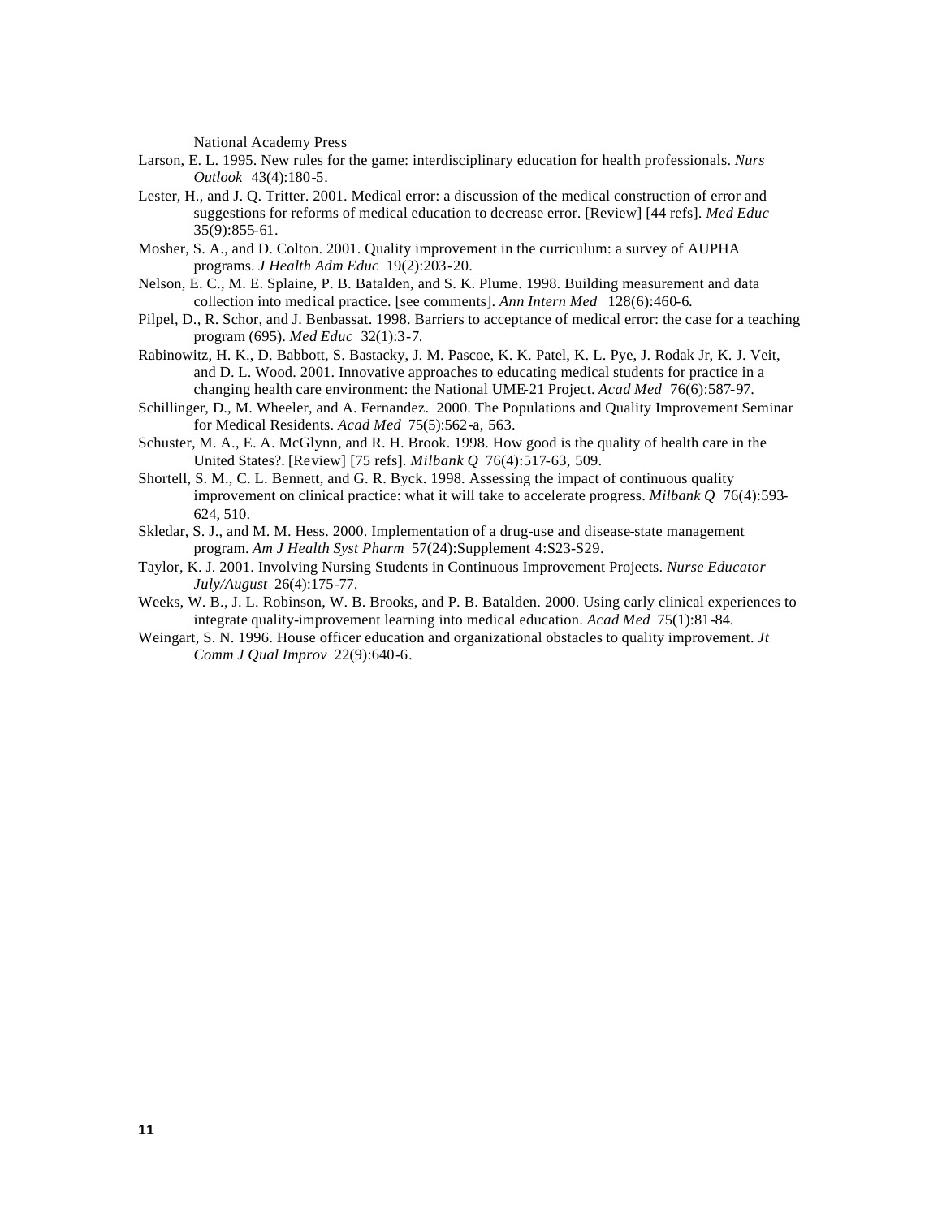National Academy Press

Larson, E. L. 1995. New rules for the game: interdisciplinary education for health professionals. *Nurs Outlook* 43(4):180-5.

Lester, H., and J. Q. Tritter. 2001. Medical error: a discussion of the medical construction of error and suggestions for reforms of medical education to decrease error. [Review] [44 refs]. *Med Educ* 35(9):855-61.

Mosher, S. A., and D. Colton. 2001. Quality improvement in the curriculum: a survey of AUPHA programs. *J Health Adm Educ* 19(2):203-20.

Nelson, E. C., M. E. Splaine, P. B. Batalden, and S. K. Plume. 1998. Building measurement and data collection into medical practice. [see comments]. *Ann Intern Med* 128(6):460-6.

Pilpel, D., R. Schor, and J. Benbassat. 1998. Barriers to acceptance of medical error: the case for a teaching program (695). *Med Educ* 32(1):3-7.

Rabinowitz, H. K., D. Babbott, S. Bastacky, J. M. Pascoe, K. K. Patel, K. L. Pye, J. Rodak Jr, K. J. Veit, and D. L. Wood. 2001. Innovative approaches to educating medical students for practice in a changing health care environment: the National UME-21 Project. *Acad Med* 76(6):587-97.

Schillinger, D., M. Wheeler, and A. Fernandez. 2000. The Populations and Quality Improvement Seminar for Medical Residents. *Acad Med* 75(5):562-a, 563.

Schuster, M. A., E. A. McGlynn, and R. H. Brook. 1998. How good is the quality of health care in the United States?. [Review] [75 refs]. *Milbank Q* 76(4):517-63, 509.

Shortell, S. M., C. L. Bennett, and G. R. Byck. 1998. Assessing the impact of continuous quality improvement on clinical practice: what it will take to accelerate progress. *Milbank Q* 76(4):593-624, 510.

Skledar, S. J., and M. M. Hess. 2000. Implementation of a drug-use and disease-state management program. *Am J Health Syst Pharm* 57(24):Supplement 4:S23-S29.

Taylor, K. J. 2001. Involving Nursing Students in Continuous Improvement Projects. *Nurse Educator July/August* 26(4):175-77.

Weeks, W. B., J. L. Robinson, W. B. Brooks, and P. B. Batalden. 2000. Using early clinical experiences to integrate quality-improvement learning into medical education. *Acad Med* 75(1):81-84.

Weingart, S. N. 1996. House officer education and organizational obstacles to quality improvement. *Jt Comm J Qual Improv* 22(9):640-6.